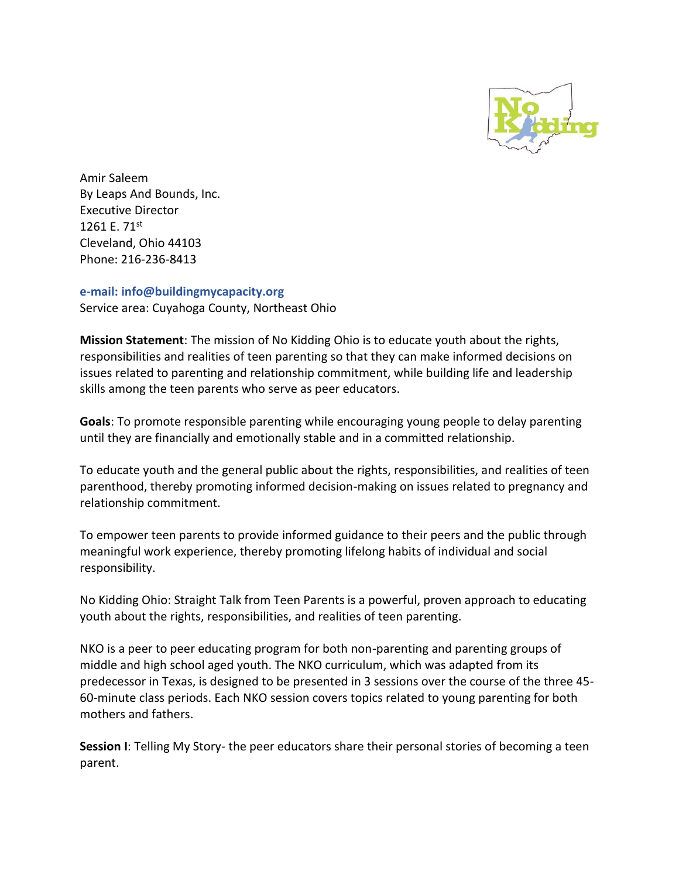Amir Saleem
By Leaps And Bounds, Inc.
Executive Director
1261 E. 71st
Cleveland, Ohio 44103
Phone: 216-236-8413

**e-mail: info@buildingmycapacity.org**
Service area: Cuyahoga County, Northeast Ohio

**Mission Statement**: The mission of No Kidding Ohio is to educate youth about the rights, responsibilities and realities of teen parenting so that they can make informed decisions on issues related to parenting and relationship commitment, while building life and leadership skills among the teen parents who serve as peer educators.

**Goals**: To promote responsible parenting while encouraging young people to delay parenting until they are financially and emotionally stable and in a committed relationship.

To educate youth and the general public about the rights, responsibilities, and realities of teen parenthood, thereby promoting informed decision-making on issues related to pregnancy and relationship commitment.

To empower teen parents to provide informed guidance to their peers and the public through meaningful work experience, thereby promoting lifelong habits of individual and social responsibility.

No Kidding Ohio: Straight Talk from Teen Parents is a powerful, proven approach to educating youth about the rights, responsibilities, and realities of teen parenting.

NKO is a peer to peer educating program for both non-parenting and parenting groups of middle and high school aged youth. The NKO curriculum, which was adapted from its predecessor in Texas, is designed to be presented in 3 sessions over the course of the three 45-60-minute class periods. Each NKO session covers topics related to young parenting for both mothers and fathers.

**Session I**: Telling My Story- the peer educators share their personal stories of becoming a teen parent.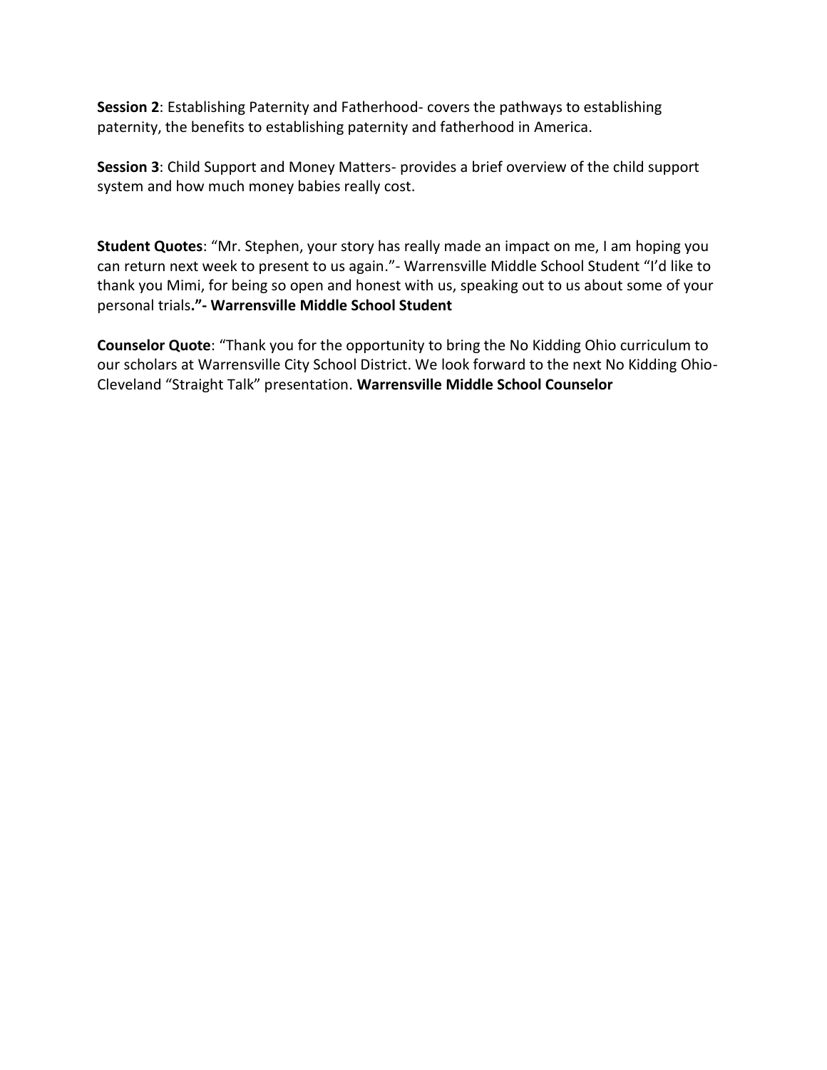**Session 2**: Establishing Paternity and Fatherhood- covers the pathways to establishing paternity, the benefits to establishing paternity and fatherhood in America.

**Session 3**: Child Support and Money Matters- provides a brief overview of the child support system and how much money babies really cost.

**Student Quotes**: "Mr. Stephen, your story has really made an impact on me, I am hoping you can return next week to present to us again."- Warrensville Middle School Student "I'd like to thank you Mimi, for being so open and honest with us, speaking out to us about some of your personal trials**."- Warrensville Middle School Student**

**Counselor Quote**: "Thank you for the opportunity to bring the No Kidding Ohio curriculum to our scholars at Warrensville City School District. We look forward to the next No Kidding Ohio-Cleveland "Straight Talk" presentation. **Warrensville Middle School Counselor**